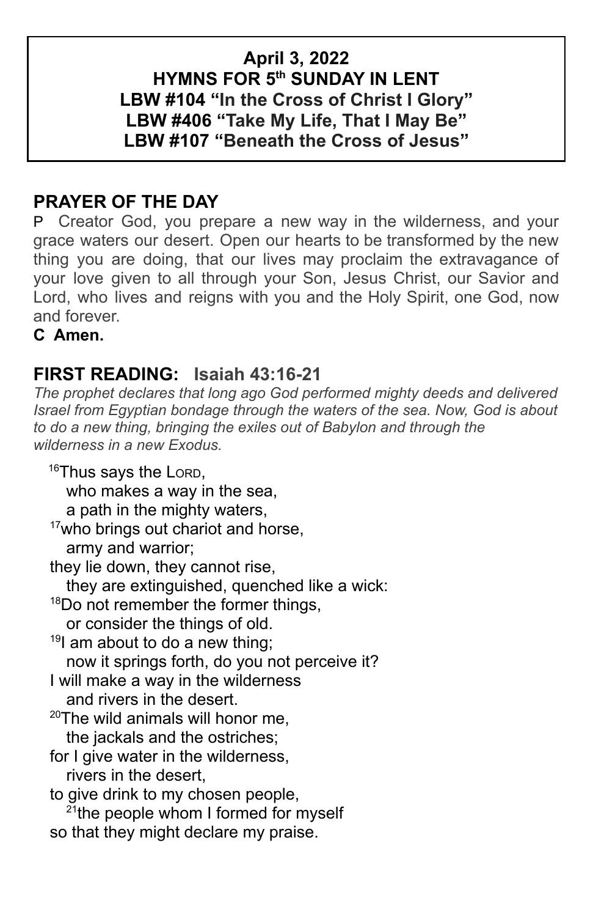**April 3, 2022**
**HYMNS FOR 5th SUNDAY IN LENT**
**LBW #104 "In the Cross of Christ I Glory"**
**LBW #406 "Take My Life, That I May Be"**
**LBW #107 "Beneath the Cross of Jesus"**

## PRAYER OF THE DAY

P Creator God, you prepare a new way in the wilderness, and your grace waters our desert. Open our hearts to be transformed by the new thing you are doing, that our lives may proclaim the extravagance of your love given to all through your Son, Jesus Christ, our Savior and Lord, who lives and reigns with you and the Holy Spirit, one God, now and forever.

**C Amen.**

## FIRST READING: Isaiah 43:16-21

*The prophet declares that long ago God performed mighty deeds and delivered Israel from Egyptian bondage through the waters of the sea. Now, God is about to do a new thing, bringing the exiles out of Babylon and through the wilderness in a new Exodus.*

[16]Thus says the LORD,
who makes a way in the sea,
a path in the mighty waters,
[17]who brings out chariot and horse,
army and warrior;
they lie down, they cannot rise,
they are extinguished, quenched like a wick:
[18]Do not remember the former things,
or consider the things of old.
[19]I am about to do a new thing;
now it springs forth, do you not perceive it?
I will make a way in the wilderness
and rivers in the desert.
[20]The wild animals will honor me,
the jackals and the ostriches;
for I give water in the wilderness,
rivers in the desert,
to give drink to my chosen people,
[21]the people whom I formed for myself
so that they might declare my praise.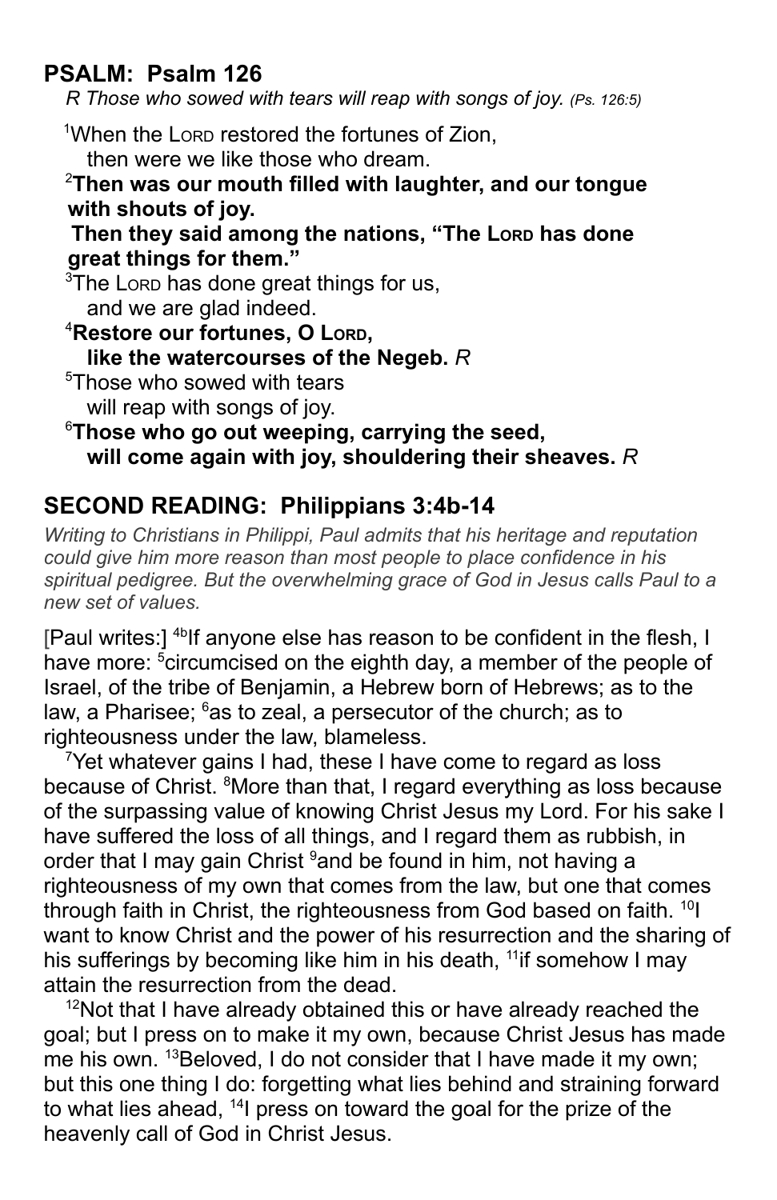## PSALM: Psalm 126

*R Those who sowed with tears will reap with songs of joy. (Ps. 126:5)*

[1]When the LORD restored the fortunes of Zion,
then were we like those who dream.

**[2]Then was our mouth filled with laughter, and our tongue with shouts of joy.**
**Then they said among the nations, "The LORD has done great things for them."**

[3]The LORD has done great things for us,
and we are glad indeed.

**[4]Restore our fortunes, O LORD,**
**like the watercourses of the Negeb.** *R*

[5]Those who sowed with tears
will reap with songs of joy.

**[6]Those who go out weeping, carrying the seed,**
**will come again with joy, shouldering their sheaves.** *R*

## SECOND READING: Philippians 3:4b-14

*Writing to Christians in Philippi, Paul admits that his heritage and reputation could give him more reason than most people to place confidence in his spiritual pedigree. But the overwhelming grace of God in Jesus calls Paul to a new set of values.*

[Paul writes:] [4b]If anyone else has reason to be confident in the flesh, I have more: [5]circumcised on the eighth day, a member of the people of Israel, of the tribe of Benjamin, a Hebrew born of Hebrews; as to the law, a Pharisee; [6]as to zeal, a persecutor of the church; as to righteousness under the law, blameless.

[7]Yet whatever gains I had, these I have come to regard as loss because of Christ. [8]More than that, I regard everything as loss because of the surpassing value of knowing Christ Jesus my Lord. For his sake I have suffered the loss of all things, and I regard them as rubbish, in order that I may gain Christ [9]and be found in him, not having a righteousness of my own that comes from the law, but one that comes through faith in Christ, the righteousness from God based on faith. [10]I want to know Christ and the power of his resurrection and the sharing of his sufferings by becoming like him in his death, [11]if somehow I may attain the resurrection from the dead.

[12]Not that I have already obtained this or have already reached the goal; but I press on to make it my own, because Christ Jesus has made me his own. [13]Beloved, I do not consider that I have made it my own; but this one thing I do: forgetting what lies behind and straining forward to what lies ahead, [14]I press on toward the goal for the prize of the heavenly call of God in Christ Jesus.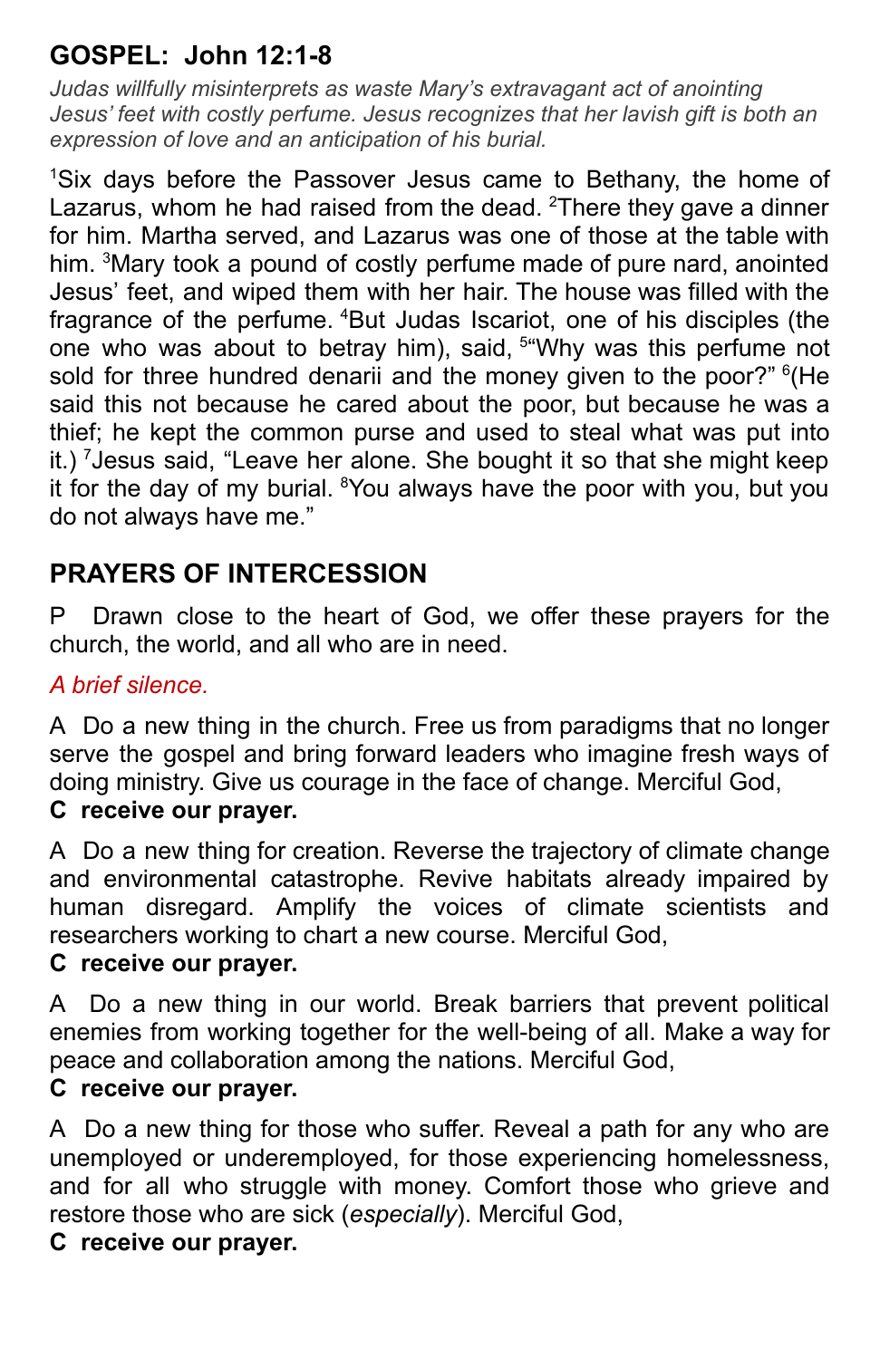## GOSPEL: John 12:1-8

*Judas willfully misinterprets as waste Mary's extravagant act of anointing Jesus' feet with costly perfume. Jesus recognizes that her lavish gift is both an expression of love and an anticipation of his burial.*

[1]Six days before the Passover Jesus came to Bethany, the home of Lazarus, whom he had raised from the dead. [2]There they gave a dinner for him. Martha served, and Lazarus was one of those at the table with him. [3]Mary took a pound of costly perfume made of pure nard, anointed Jesus' feet, and wiped them with her hair. The house was filled with the fragrance of the perfume. [4]But Judas Iscariot, one of his disciples (the one who was about to betray him), said, [5]"Why was this perfume not sold for three hundred denarii and the money given to the poor?" [6](He said this not because he cared about the poor, but because he was a thief; he kept the common purse and used to steal what was put into it.) [7]Jesus said, "Leave her alone. She bought it so that she might keep it for the day of my burial. [8]You always have the poor with you, but you do not always have me."

## PRAYERS OF INTERCESSION

P Drawn close to the heart of God, we offer these prayers for the church, the world, and all who are in need.

*A brief silence.*

A Do a new thing in the church. Free us from paradigms that no longer serve the gospel and bring forward leaders who imagine fresh ways of doing ministry. Give us courage in the face of change. Merciful God,
**C receive our prayer.**

A Do a new thing for creation. Reverse the trajectory of climate change and environmental catastrophe. Revive habitats already impaired by human disregard. Amplify the voices of climate scientists and researchers working to chart a new course. Merciful God,
**C receive our prayer.**

A Do a new thing in our world. Break barriers that prevent political enemies from working together for the well-being of all. Make a way for peace and collaboration among the nations. Merciful God,
**C receive our prayer.**

A Do a new thing for those who suffer. Reveal a path for any who are unemployed or underemployed, for those experiencing homelessness, and for all who struggle with money. Comfort those who grieve and restore those who are sick (*especially*). Merciful God,
**C receive our prayer.**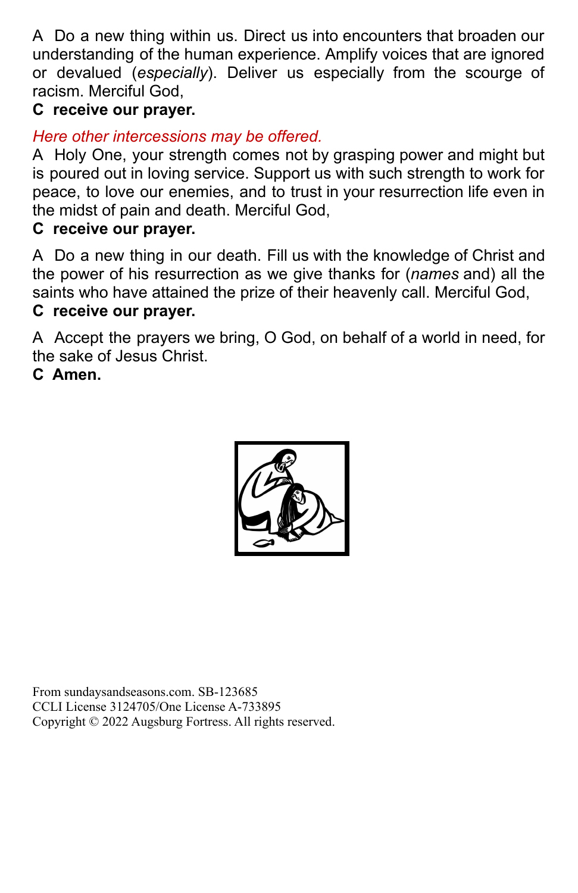A  Do a new thing within us. Direct us into encounters that broaden our understanding of the human experience. Amplify voices that are ignored or devalued (*especially*). Deliver us especially from the scourge of racism. Merciful God,

**C  receive our prayer.**

*Here other intercessions may be offered.*

A  Holy One, your strength comes not by grasping power and might but is poured out in loving service. Support us with such strength to work for peace, to love our enemies, and to trust in your resurrection life even in the midst of pain and death. Merciful God,

**C  receive our prayer.**

A  Do a new thing in our death. Fill us with the knowledge of Christ and the power of his resurrection as we give thanks for (*names* and) all the saints who have attained the prize of their heavenly call. Merciful God,

**C  receive our prayer.**

A  Accept the prayers we bring, O God, on behalf of a world in need, for the sake of Jesus Christ.

**C  Amen.**

From sundaysandseasons.com. SB-123685
CCLI License 3124705/One License A-733895
Copyright © 2022 Augsburg Fortress. All rights reserved.